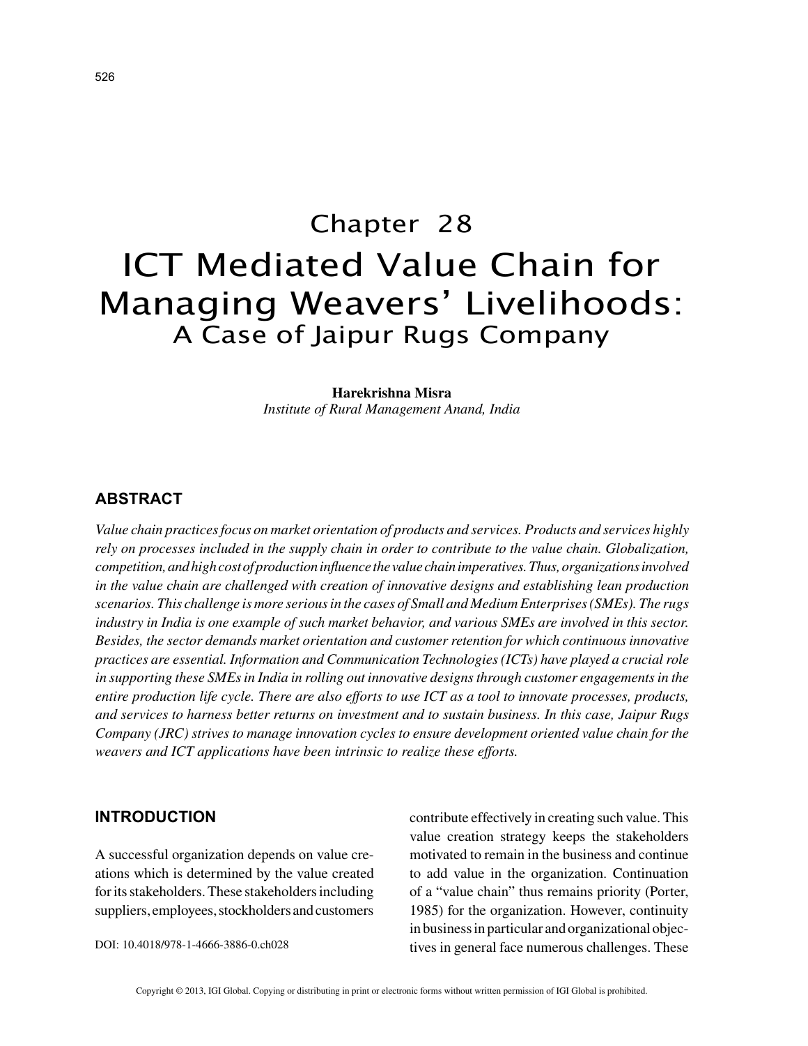# Chapter 28
# ICT Mediated Value Chain for Managing Weavers' Livelihoods:
## A Case of Jaipur Rugs Company

**Harekrishna Misra**
*Institute of Rural Management Anand, India*

## ABSTRACT

*Value chain practices focus on market orientation of products and services. Products and services highly rely on processes included in the supply chain in order to contribute to the value chain. Globalization, competition, and high cost of production influence the value chain imperatives. Thus, organizations involved in the value chain are challenged with creation of innovative designs and establishing lean production scenarios. This challenge is more serious in the cases of Small and Medium Enterprises (SMEs). The rugs industry in India is one example of such market behavior, and various SMEs are involved in this sector. Besides, the sector demands market orientation and customer retention for which continuous innovative practices are essential. Information and Communication Technologies (ICTs) have played a crucial role in supporting these SMEs in India in rolling out innovative designs through customer engagements in the entire production life cycle. There are also efforts to use ICT as a tool to innovate processes, products, and services to harness better returns on investment and to sustain business. In this case, Jaipur Rugs Company (JRC) strives to manage innovation cycles to ensure development oriented value chain for the weavers and ICT applications have been intrinsic to realize these efforts.*

## INTRODUCTION

A successful organization depends on value creations which is determined by the value created for its stakeholders. These stakeholders including suppliers, employees, stockholders and customers contribute effectively in creating such value. This value creation strategy keeps the stakeholders motivated to remain in the business and continue to add value in the organization. Continuation of a "value chain" thus remains priority (Porter, 1985) for the organization. However, continuity in business in particular and organizational objectives in general face numerous challenges. These

DOI: 10.4018/978-1-4666-3886-0.ch028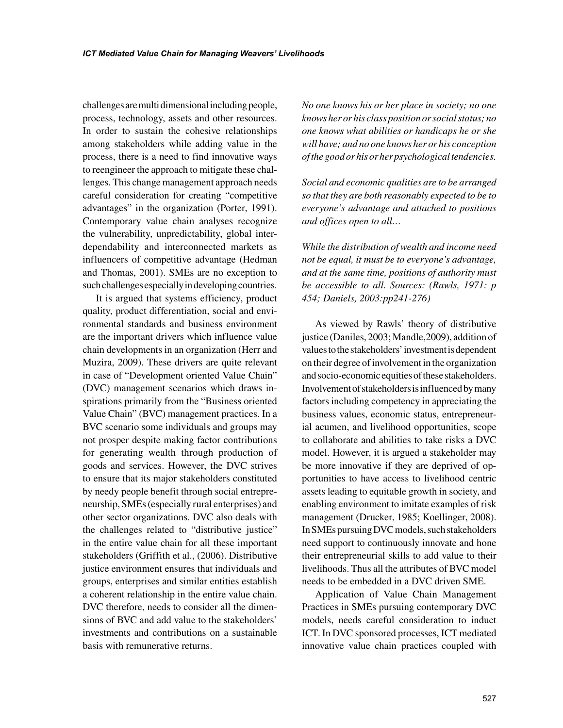challenges are multi dimensional including people, process, technology, assets and other resources. In order to sustain the cohesive relationships among stakeholders while adding value in the process, there is a need to find innovative ways to reengineer the approach to mitigate these challenges. This change management approach needs careful consideration for creating "competitive advantages" in the organization (Porter, 1991). Contemporary value chain analyses recognize the vulnerability, unpredictability, global interdependability and interconnected markets as influencers of competitive advantage (Hedman and Thomas, 2001). SMEs are no exception to such challenges especially in developing countries.

It is argued that systems efficiency, product quality, product differentiation, social and environmental standards and business environment are the important drivers which influence value chain developments in an organization (Herr and Muzira, 2009). These drivers are quite relevant in case of "Development oriented Value Chain" (DVC) management scenarios which draws inspirations primarily from the "Business oriented Value Chain" (BVC) management practices. In a BVC scenario some individuals and groups may not prosper despite making factor contributions for generating wealth through production of goods and services. However, the DVC strives to ensure that its major stakeholders constituted by needy people benefit through social entrepreneurship, SMEs (especially rural enterprises) and other sector organizations. DVC also deals with the challenges related to "distributive justice" in the entire value chain for all these important stakeholders (Griffith et al., (2006). Distributive justice environment ensures that individuals and groups, enterprises and similar entities establish a coherent relationship in the entire value chain. DVC therefore, needs to consider all the dimensions of BVC and add value to the stakeholders' investments and contributions on a sustainable basis with remunerative returns.

*No one knows his or her place in society; no one knows her or his class position or social status; no one knows what abilities or handicaps he or she will have; and no one knows her or his conception of the good or his or her psychological tendencies.*

*Social and economic qualities are to be arranged so that they are both reasonably expected to be to everyone's advantage and attached to positions and offices open to all…*

*While the distribution of wealth and income need not be equal, it must be to everyone's advantage, and at the same time, positions of authority must be accessible to all. Sources: (Rawls, 1971: p 454; Daniels, 2003:pp241-276)*

As viewed by Rawls' theory of distributive justice (Daniles, 2003; Mandle,2009), addition of values to the stakeholders' investment is dependent on their degree of involvement in the organization and socio-economic equities of these stakeholders. Involvement of stakeholders is influenced by many factors including competency in appreciating the business values, economic status, entrepreneurial acumen, and livelihood opportunities, scope to collaborate and abilities to take risks a DVC model. However, it is argued a stakeholder may be more innovative if they are deprived of opportunities to have access to livelihood centric assets leading to equitable growth in society, and enabling environment to imitate examples of risk management (Drucker, 1985; Koellinger, 2008). In SMEs pursuing DVC models, such stakeholders need support to continuously innovate and hone their entrepreneurial skills to add value to their livelihoods. Thus all the attributes of BVC model needs to be embedded in a DVC driven SME.

Application of Value Chain Management Practices in SMEs pursuing contemporary DVC models, needs careful consideration to induct ICT. In DVC sponsored processes, ICT mediated innovative value chain practices coupled with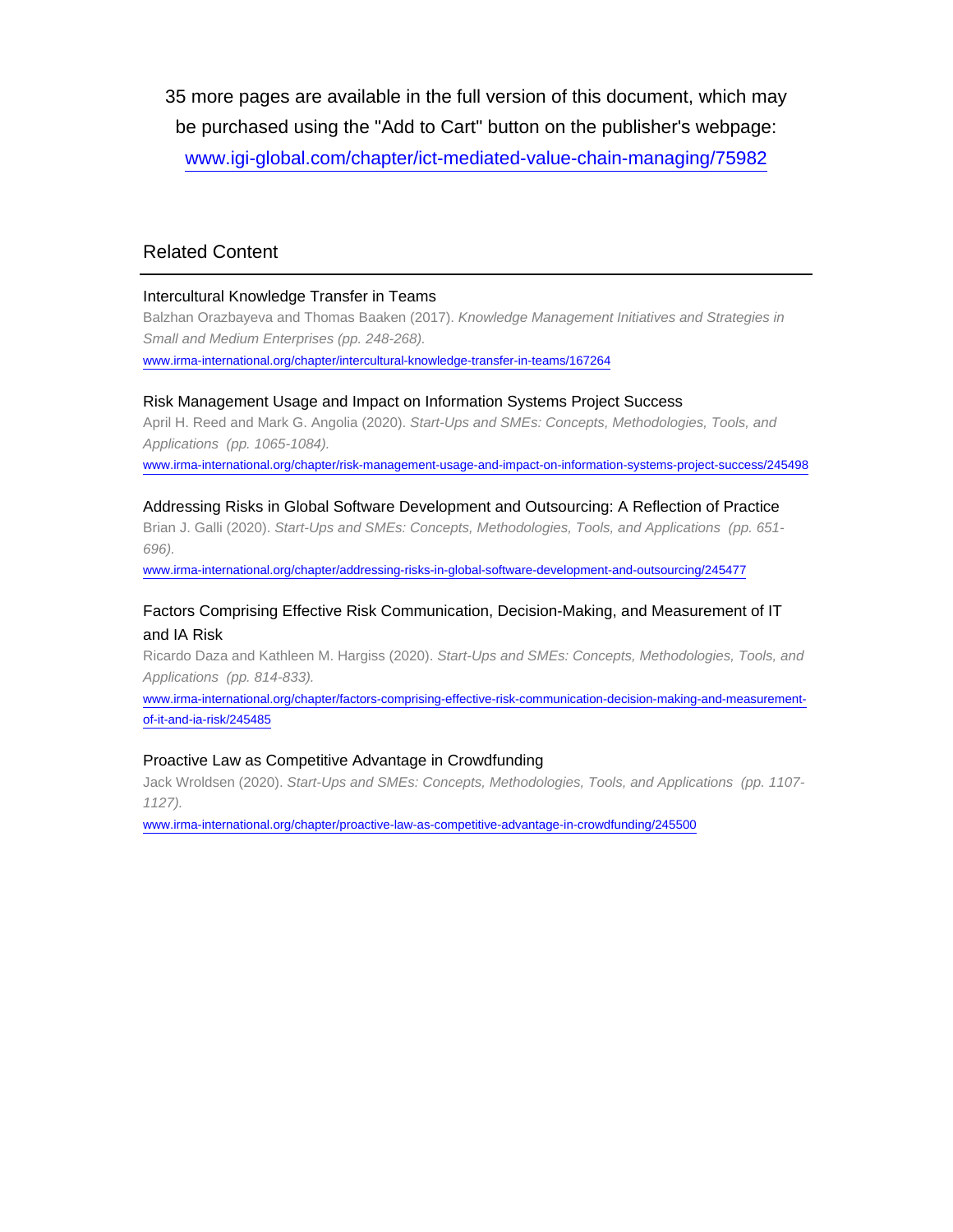35 more pages are available in the full version of this document, which may be purchased using the "Add to Cart" button on the publisher's webpage: www.igi-global.com/chapter/ict-mediated-value-chain-managing/75982

## Related Content

Intercultural Knowledge Transfer in Teams
Balzhan Orazbayeva and Thomas Baaken (2017). *Knowledge Management Initiatives and Strategies in Small and Medium Enterprises (pp. 248-268).*
www.irma-international.org/chapter/intercultural-knowledge-transfer-in-teams/167264

Risk Management Usage and Impact on Information Systems Project Success
April H. Reed and Mark G. Angolia (2020). *Start-Ups and SMEs: Concepts, Methodologies, Tools, and Applications (pp. 1065-1084).*
www.irma-international.org/chapter/risk-management-usage-and-impact-on-information-systems-project-success/245498

Addressing Risks in Global Software Development and Outsourcing: A Reflection of Practice
Brian J. Galli (2020). *Start-Ups and SMEs: Concepts, Methodologies, Tools, and Applications (pp. 651-696).*
www.irma-international.org/chapter/addressing-risks-in-global-software-development-and-outsourcing/245477

Factors Comprising Effective Risk Communication, Decision-Making, and Measurement of IT and IA Risk
Ricardo Daza and Kathleen M. Hargiss (2020). *Start-Ups and SMEs: Concepts, Methodologies, Tools, and Applications (pp. 814-833).*
www.irma-international.org/chapter/factors-comprising-effective-risk-communication-decision-making-and-measurement-of-it-and-ia-risk/245485

Proactive Law as Competitive Advantage in Crowdfunding
Jack Wroldsen (2020). *Start-Ups and SMEs: Concepts, Methodologies, Tools, and Applications (pp. 1107-1127).*
www.irma-international.org/chapter/proactive-law-as-competitive-advantage-in-crowdfunding/245500